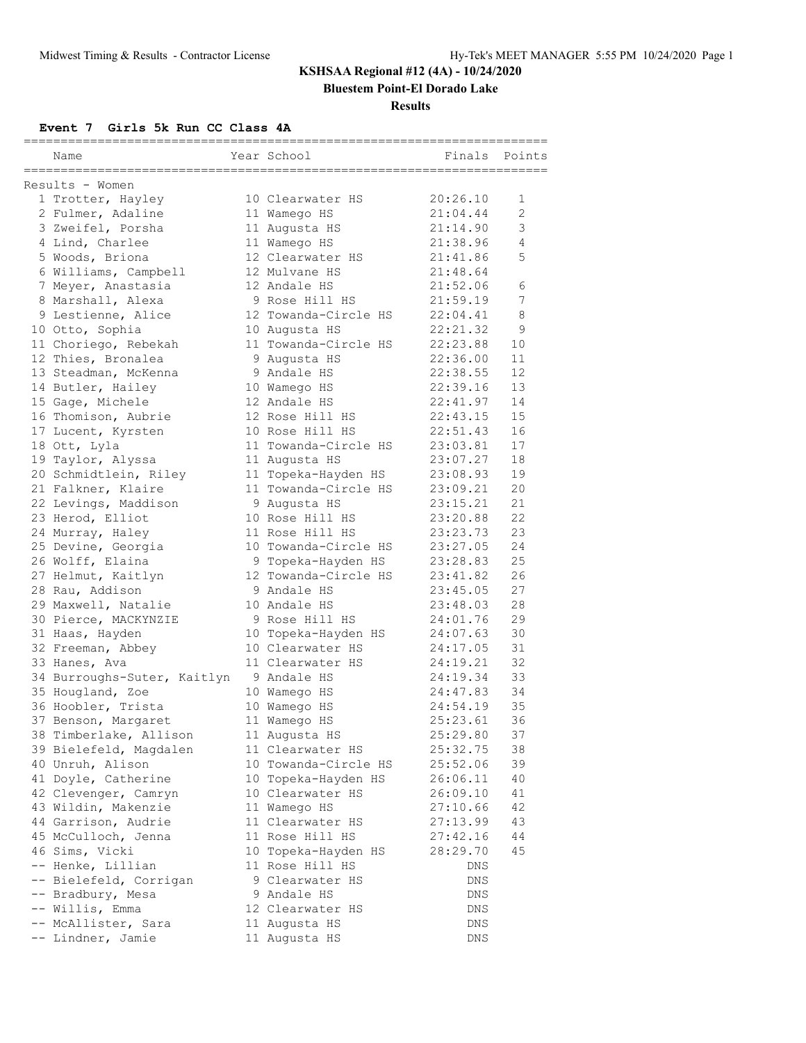# KSHSAA Regional #12 (4A) - 10/24/2020

**Bluestem Point-El Dorado Lake**

**Results**

### Event 7 Girls 5k Run CC Class 4A

Results - Women

| | Name | Year | School | Finals | Points |
|---|---|---|---|---|---|
| 1 | Trotter, Hayley | 10 | Clearwater HS | 20:26.10 | 1 |
| 2 | Fulmer, Adaline | 11 | Wamego HS | 21:04.44 | 2 |
| 3 | Zweifel, Porsha | 11 | Augusta HS | 21:14.90 | 3 |
| 4 | Lind, Charlee | 11 | Wamego HS | 21:38.96 | 4 |
| 5 | Woods, Briona | 12 | Clearwater HS | 21:41.86 | 5 |
| 6 | Williams, Campbell | 12 | Mulvane HS | 21:48.64 | |
| 7 | Meyer, Anastasia | 12 | Andale HS | 21:52.06 | 6 |
| 8 | Marshall, Alexa | 9 | Rose Hill HS | 21:59.19 | 7 |
| 9 | Lestienne, Alice | 12 | Towanda-Circle HS | 22:04.41 | 8 |
| 10 | Otto, Sophia | 10 | Augusta HS | 22:21.32 | 9 |
| 11 | Choriego, Rebekah | 11 | Towanda-Circle HS | 22:23.88 | 10 |
| 12 | Thies, Bronalea | 9 | Augusta HS | 22:36.00 | 11 |
| 13 | Steadman, McKenna | 9 | Andale HS | 22:38.55 | 12 |
| 14 | Butler, Hailey | 10 | Wamego HS | 22:39.16 | 13 |
| 15 | Gage, Michele | 12 | Andale HS | 22:41.97 | 14 |
| 16 | Thomison, Aubrie | 12 | Rose Hill HS | 22:43.15 | 15 |
| 17 | Lucent, Kyrsten | 10 | Rose Hill HS | 22:51.43 | 16 |
| 18 | Ott, Lyla | 11 | Towanda-Circle HS | 23:03.81 | 17 |
| 19 | Taylor, Alyssa | 11 | Augusta HS | 23:07.27 | 18 |
| 20 | Schmidtlein, Riley | 11 | Topeka-Hayden HS | 23:08.93 | 19 |
| 21 | Falkner, Klaire | 11 | Towanda-Circle HS | 23:09.21 | 20 |
| 22 | Levings, Maddison | 9 | Augusta HS | 23:15.21 | 21 |
| 23 | Herod, Elliot | 10 | Rose Hill HS | 23:20.88 | 22 |
| 24 | Murray, Haley | 11 | Rose Hill HS | 23:23.73 | 23 |
| 25 | Devine, Georgia | 10 | Towanda-Circle HS | 23:27.05 | 24 |
| 26 | Wolff, Elaina | 9 | Topeka-Hayden HS | 23:28.83 | 25 |
| 27 | Helmut, Kaitlyn | 12 | Towanda-Circle HS | 23:41.82 | 26 |
| 28 | Rau, Addison | 9 | Andale HS | 23:45.05 | 27 |
| 29 | Maxwell, Natalie | 10 | Andale HS | 23:48.03 | 28 |
| 30 | Pierce, MACKYNZIE | 9 | Rose Hill HS | 24:01.76 | 29 |
| 31 | Haas, Hayden | 10 | Topeka-Hayden HS | 24:07.63 | 30 |
| 32 | Freeman, Abbey | 10 | Clearwater HS | 24:17.05 | 31 |
| 33 | Hanes, Ava | 11 | Clearwater HS | 24:19.21 | 32 |
| 34 | Burroughs-Suter, Kaitlyn | 9 | Andale HS | 24:19.34 | 33 |
| 35 | Hougland, Zoe | 10 | Wamego HS | 24:47.83 | 34 |
| 36 | Hoobler, Trista | 10 | Wamego HS | 24:54.19 | 35 |
| 37 | Benson, Margaret | 11 | Wamego HS | 25:23.61 | 36 |
| 38 | Timberlake, Allison | 11 | Augusta HS | 25:29.80 | 37 |
| 39 | Bielefeld, Magdalen | 11 | Clearwater HS | 25:32.75 | 38 |
| 40 | Unruh, Alison | 10 | Towanda-Circle HS | 25:52.06 | 39 |
| 41 | Doyle, Catherine | 10 | Topeka-Hayden HS | 26:06.11 | 40 |
| 42 | Clevenger, Camryn | 10 | Clearwater HS | 26:09.10 | 41 |
| 43 | Wildin, Makenzie | 11 | Wamego HS | 27:10.66 | 42 |
| 44 | Garrison, Audrie | 11 | Clearwater HS | 27:13.99 | 43 |
| 45 | McCulloch, Jenna | 11 | Rose Hill HS | 27:42.16 | 44 |
| 46 | Sims, Vicki | 10 | Topeka-Hayden HS | 28:29.70 | 45 |
| -- | Henke, Lillian | 11 | Rose Hill HS | DNS | |
| -- | Bielefeld, Corrigan | 9 | Clearwater HS | DNS | |
| -- | Bradbury, Mesa | 9 | Andale HS | DNS | |
| -- | Willis, Emma | 12 | Clearwater HS | DNS | |
| -- | McAllister, Sara | 11 | Augusta HS | DNS | |
| -- | Lindner, Jamie | 11 | Augusta HS | DNS | |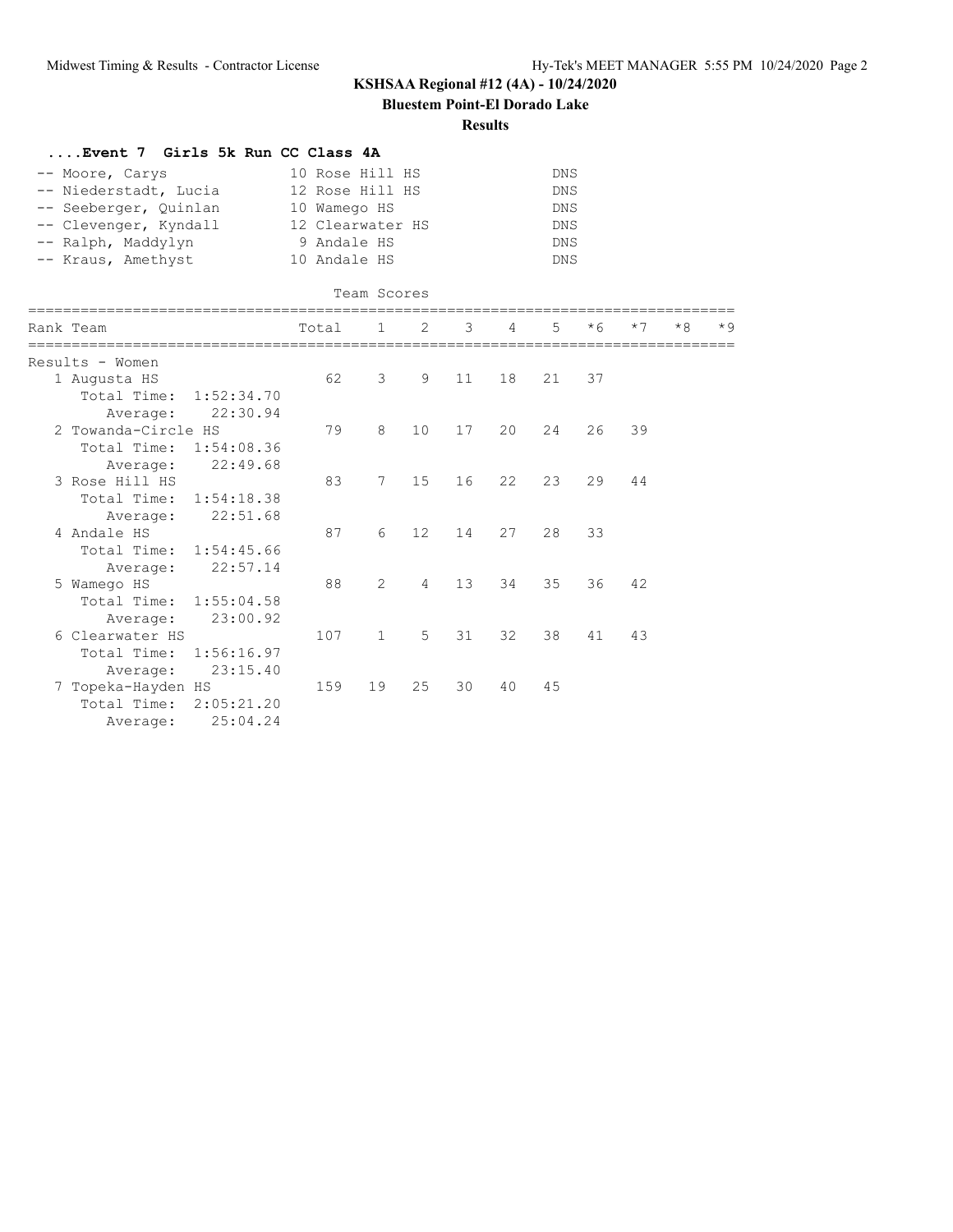# KSHSAA Regional #12 (4A) - 10/24/2020

## Bluestem Point-El Dorado Lake

### Results

#### ....Event 7 Girls 5k Run CC Class 4A

| | Name | Yr | School | Time |
|---|---|---|---|---|
| -- | Moore, Carys | 10 | Rose Hill HS | DNS |
| -- | Niederstadt, Lucia | 12 | Rose Hill HS | DNS |
| -- | Seeberger, Quinlan | 10 | Wamego HS | DNS |
| -- | Clevenger, Kyndall | 12 | Clearwater HS | DNS |
| -- | Ralph, Maddylyn | 9 | Andale HS | DNS |
| -- | Kraus, Amethyst | 10 | Andale HS | DNS |

Team Scores

Results - Women

| Rank | Team | Total | 1 | 2 | 3 | 4 | 5 | *6 | *7 | *8 | *9 |
|---|---|---|---|---|---|---|---|---|---|---|---|
| 1 | Augusta HS | 62 | 3 | 9 | 11 | 18 | 21 | 37 | | | |
| | Total Time: 1:52:34.70 | | | | | | | | | | |
| | Average: 22:30.94 | | | | | | | | | | |
| 2 | Towanda-Circle HS | 79 | 8 | 10 | 17 | 20 | 24 | 26 | 39 | | |
| | Total Time: 1:54:08.36 | | | | | | | | | | |
| | Average: 22:49.68 | | | | | | | | | | |
| 3 | Rose Hill HS | 83 | 7 | 15 | 16 | 22 | 23 | 29 | 44 | | |
| | Total Time: 1:54:18.38 | | | | | | | | | | |
| | Average: 22:51.68 | | | | | | | | | | |
| 4 | Andale HS | 87 | 6 | 12 | 14 | 27 | 28 | 33 | | | |
| | Total Time: 1:54:45.66 | | | | | | | | | | |
| | Average: 22:57.14 | | | | | | | | | | |
| 5 | Wamego HS | 88 | 2 | 4 | 13 | 34 | 35 | 36 | 42 | | |
| | Total Time: 1:55:04.58 | | | | | | | | | | |
| | Average: 23:00.92 | | | | | | | | | | |
| 6 | Clearwater HS | 107 | 1 | 5 | 31 | 32 | 38 | 41 | 43 | | |
| | Total Time: 1:56:16.97 | | | | | | | | | | |
| | Average: 23:15.40 | | | | | | | | | | |
| 7 | Topeka-Hayden HS | 159 | 19 | 25 | 30 | 40 | 45 | | | | |
| | Total Time: 2:05:21.20 | | | | | | | | | | |
| | Average: 25:04.24 | | | | | | | | | | |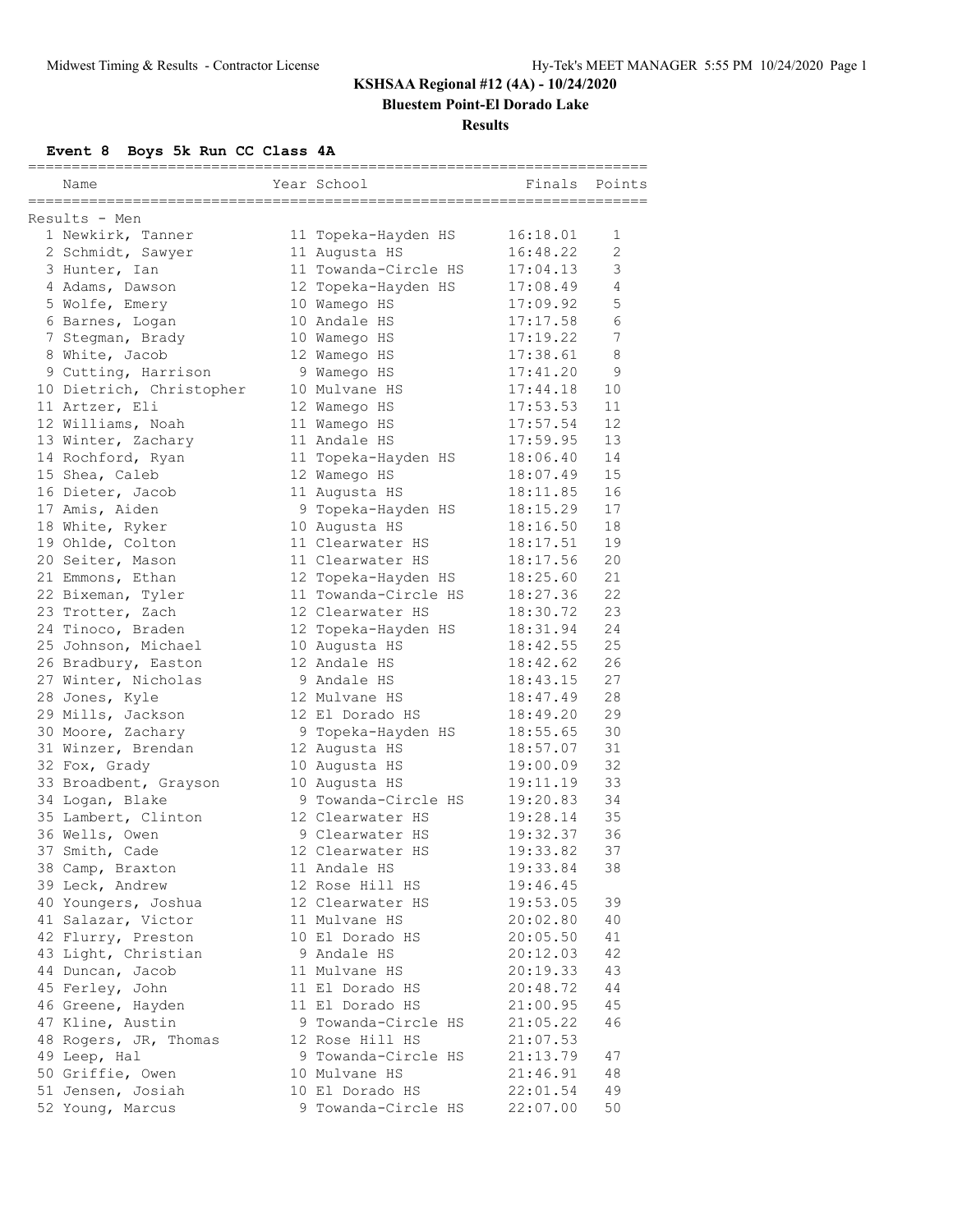# KSHSAA Regional #12 (4A) - 10/24/2020

## Bluestem Point-El Dorado Lake

### Results

#### Event 8 Boys 5k Run CC Class 4A

Results - Men

| | Name | Year | School | Finals | Points |
|---|---|---|---|---|---|
| 1 | Newkirk, Tanner | 11 | Topeka-Hayden HS | 16:18.01 | 1 |
| 2 | Schmidt, Sawyer | 11 | Augusta HS | 16:48.22 | 2 |
| 3 | Hunter, Ian | 11 | Towanda-Circle HS | 17:04.13 | 3 |
| 4 | Adams, Dawson | 12 | Topeka-Hayden HS | 17:08.49 | 4 |
| 5 | Wolfe, Emery | 10 | Wamego HS | 17:09.92 | 5 |
| 6 | Barnes, Logan | 10 | Andale HS | 17:17.58 | 6 |
| 7 | Stegman, Brady | 10 | Wamego HS | 17:19.22 | 7 |
| 8 | White, Jacob | 12 | Wamego HS | 17:38.61 | 8 |
| 9 | Cutting, Harrison | 9 | Wamego HS | 17:41.20 | 9 |
| 10 | Dietrich, Christopher | 10 | Mulvane HS | 17:44.18 | 10 |
| 11 | Artzer, Eli | 12 | Wamego HS | 17:53.53 | 11 |
| 12 | Williams, Noah | 11 | Wamego HS | 17:57.54 | 12 |
| 13 | Winter, Zachary | 11 | Andale HS | 17:59.95 | 13 |
| 14 | Rochford, Ryan | 11 | Topeka-Hayden HS | 18:06.40 | 14 |
| 15 | Shea, Caleb | 12 | Wamego HS | 18:07.49 | 15 |
| 16 | Dieter, Jacob | 11 | Augusta HS | 18:11.85 | 16 |
| 17 | Amis, Aiden | 9 | Topeka-Hayden HS | 18:15.29 | 17 |
| 18 | White, Ryker | 10 | Augusta HS | 18:16.50 | 18 |
| 19 | Ohlde, Colton | 11 | Clearwater HS | 18:17.51 | 19 |
| 20 | Seiter, Mason | 11 | Clearwater HS | 18:17.56 | 20 |
| 21 | Emmons, Ethan | 12 | Topeka-Hayden HS | 18:25.60 | 21 |
| 22 | Bixeman, Tyler | 11 | Towanda-Circle HS | 18:27.36 | 22 |
| 23 | Trotter, Zach | 12 | Clearwater HS | 18:30.72 | 23 |
| 24 | Tinoco, Braden | 12 | Topeka-Hayden HS | 18:31.94 | 24 |
| 25 | Johnson, Michael | 10 | Augusta HS | 18:42.55 | 25 |
| 26 | Bradbury, Easton | 12 | Andale HS | 18:42.62 | 26 |
| 27 | Winter, Nicholas | 9 | Andale HS | 18:43.15 | 27 |
| 28 | Jones, Kyle | 12 | Mulvane HS | 18:47.49 | 28 |
| 29 | Mills, Jackson | 12 | El Dorado HS | 18:49.20 | 29 |
| 30 | Moore, Zachary | 9 | Topeka-Hayden HS | 18:55.65 | 30 |
| 31 | Winzer, Brendan | 12 | Augusta HS | 18:57.07 | 31 |
| 32 | Fox, Grady | 10 | Augusta HS | 19:00.09 | 32 |
| 33 | Broadbent, Grayson | 10 | Augusta HS | 19:11.19 | 33 |
| 34 | Logan, Blake | 9 | Towanda-Circle HS | 19:20.83 | 34 |
| 35 | Lambert, Clinton | 12 | Clearwater HS | 19:28.14 | 35 |
| 36 | Wells, Owen | 9 | Clearwater HS | 19:32.37 | 36 |
| 37 | Smith, Cade | 12 | Clearwater HS | 19:33.82 | 37 |
| 38 | Camp, Braxton | 11 | Andale HS | 19:33.84 | 38 |
| 39 | Leck, Andrew | 12 | Rose Hill HS | 19:46.45 | |
| 40 | Youngers, Joshua | 12 | Clearwater HS | 19:53.05 | 39 |
| 41 | Salazar, Victor | 11 | Mulvane HS | 20:02.80 | 40 |
| 42 | Flurry, Preston | 10 | El Dorado HS | 20:05.50 | 41 |
| 43 | Light, Christian | 9 | Andale HS | 20:12.03 | 42 |
| 44 | Duncan, Jacob | 11 | Mulvane HS | 20:19.33 | 43 |
| 45 | Ferley, John | 11 | El Dorado HS | 20:48.72 | 44 |
| 46 | Greene, Hayden | 11 | El Dorado HS | 21:00.95 | 45 |
| 47 | Kline, Austin | 9 | Towanda-Circle HS | 21:05.22 | 46 |
| 48 | Rogers, JR, Thomas | 12 | Rose Hill HS | 21:07.53 | |
| 49 | Leep, Hal | 9 | Towanda-Circle HS | 21:13.79 | 47 |
| 50 | Griffie, Owen | 10 | Mulvane HS | 21:46.91 | 48 |
| 51 | Jensen, Josiah | 10 | El Dorado HS | 22:01.54 | 49 |
| 52 | Young, Marcus | 9 | Towanda-Circle HS | 22:07.00 | 50 |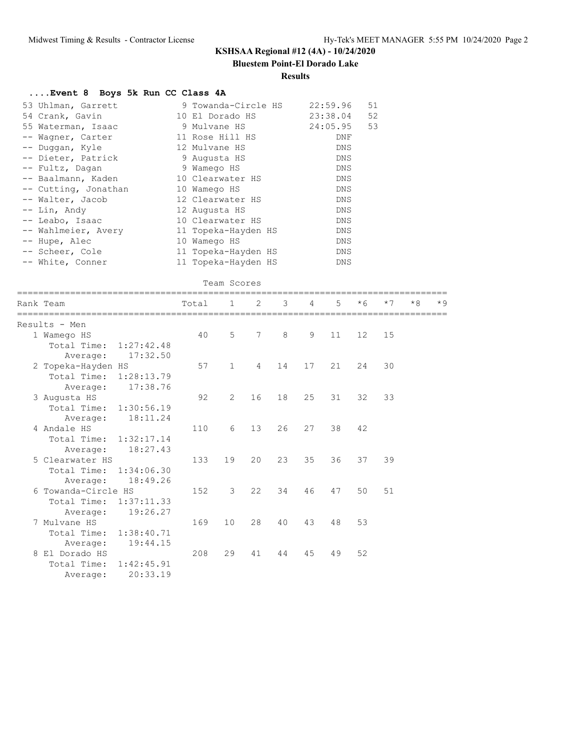## KSHSAA Regional #12 (4A) - 10/24/2020

**Bluestem Point-El Dorado Lake**

**Results**

### ....Event 8 Boys 5k Run CC Class 4A

| | | | | | |
|---|---|---|---|---|---|
| 53 | Uhlman, Garrett | 9 | Towanda-Circle HS | 22:59.96 | 51 |
| 54 | Crank, Gavin | 10 | El Dorado HS | 23:38.04 | 52 |
| 55 | Waterman, Isaac | 9 | Mulvane HS | 24:05.95 | 53 |
| -- | Wagner, Carter | 11 | Rose Hill HS | DNF | |
| -- | Duggan, Kyle | 12 | Mulvane HS | DNS | |
| -- | Dieter, Patrick | 9 | Augusta HS | DNS | |
| -- | Fultz, Dagan | 9 | Wamego HS | DNS | |
| -- | Baalmann, Kaden | 10 | Clearwater HS | DNS | |
| -- | Cutting, Jonathan | 10 | Wamego HS | DNS | |
| -- | Walter, Jacob | 12 | Clearwater HS | DNS | |
| -- | Lin, Andy | 12 | Augusta HS | DNS | |
| -- | Leabo, Isaac | 10 | Clearwater HS | DNS | |
| -- | Wahlmeier, Avery | 11 | Topeka-Hayden HS | DNS | |
| -- | Hupe, Alec | 10 | Wamego HS | DNS | |
| -- | Scheer, Cole | 11 | Topeka-Hayden HS | DNS | |
| -- | White, Conner | 11 | Topeka-Hayden HS | DNS | |

Team Scores

| Rank Team | Total | 1 | 2 | 3 | 4 | 5 | *6 | *7 | *8 | *9 |
|---|---|---|---|---|---|---|---|---|---|---|
| Results - Men | | | | | | | | | | |
| 1 Wamego HS | 40 | 5 | 7 | 8 | 9 | 11 | 12 | 15 | | |
| Total Time: 1:27:42.48 | | | | | | | | | | |
| Average: 17:32.50 | | | | | | | | | | |
| 2 Topeka-Hayden HS | 57 | 1 | 4 | 14 | 17 | 21 | 24 | 30 | | |
| Total Time: 1:28:13.79 | | | | | | | | | | |
| Average: 17:38.76 | | | | | | | | | | |
| 3 Augusta HS | 92 | 2 | 16 | 18 | 25 | 31 | 32 | 33 | | |
| Total Time: 1:30:56.19 | | | | | | | | | | |
| Average: 18:11.24 | | | | | | | | | | |
| 4 Andale HS | 110 | 6 | 13 | 26 | 27 | 38 | 42 | | | |
| Total Time: 1:32:17.14 | | | | | | | | | | |
| Average: 18:27.43 | | | | | | | | | | |
| 5 Clearwater HS | 133 | 19 | 20 | 23 | 35 | 36 | 37 | 39 | | |
| Total Time: 1:34:06.30 | | | | | | | | | | |
| Average: 18:49.26 | | | | | | | | | | |
| 6 Towanda-Circle HS | 152 | 3 | 22 | 34 | 46 | 47 | 50 | 51 | | |
| Total Time: 1:37:11.33 | | | | | | | | | | |
| Average: 19:26.27 | | | | | | | | | | |
| 7 Mulvane HS | 169 | 10 | 28 | 40 | 43 | 48 | 53 | | | |
| Total Time: 1:38:40.71 | | | | | | | | | | |
| Average: 19:44.15 | | | | | | | | | | |
| 8 El Dorado HS | 208 | 29 | 41 | 44 | 45 | 49 | 52 | | | |
| Total Time: 1:42:45.91 | | | | | | | | | | |
| Average: 20:33.19 | | | | | | | | | | |